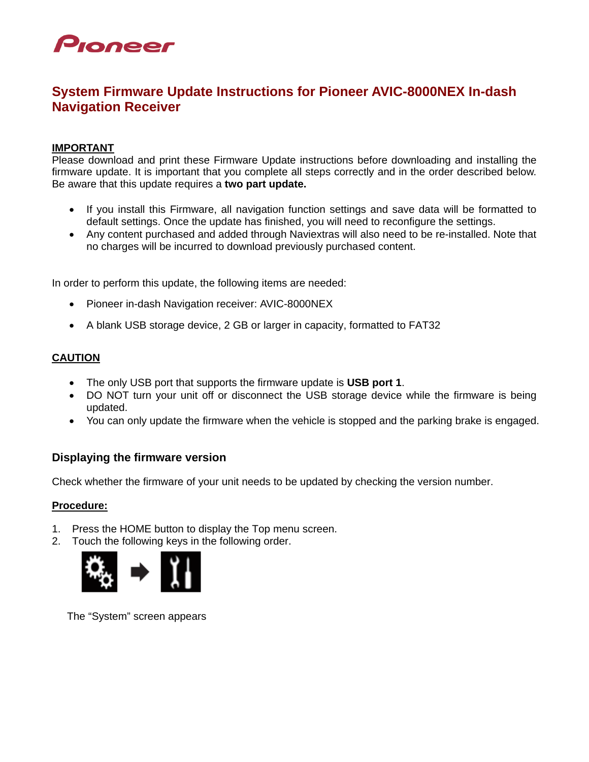# System Firmware Update Instructions for Pioneer AVIC-8000NEX In-dash Navigation Receiver

**IMPORTANT**

Please download and print these Firmware Update instructions before downloading and installing the firmware update. It is important that you complete all steps correctly and in the order described below. Be aware that this update requires a **two part update.**

- If you install this Firmware, all navigation function settings and save data will be formatted to default settings. Once the update has finished, you will need to reconfigure the settings.
- Any content purchased and added through Naviextras will also need to be re-installed. Note that no charges will be incurred to download previously purchased content.

In order to perform this update, the following items are needed:

- Pioneer in-dash Navigation receiver: AVIC-8000NEX
- A blank USB storage device, 2 GB or larger in capacity, formatted to FAT32

**CAUTION**

- The only USB port that supports the firmware update is **USB port 1**.
- DO NOT turn your unit off or disconnect the USB storage device while the firmware is being updated.
- You can only update the firmware when the vehicle is stopped and the parking brake is engaged.

### Displaying the firmware version

Check whether the firmware of your unit needs to be updated by checking the version number.

**Procedure:**

1. Press the HOME button to display the Top menu screen.
2. Touch the following keys in the following order.

The "System" screen appears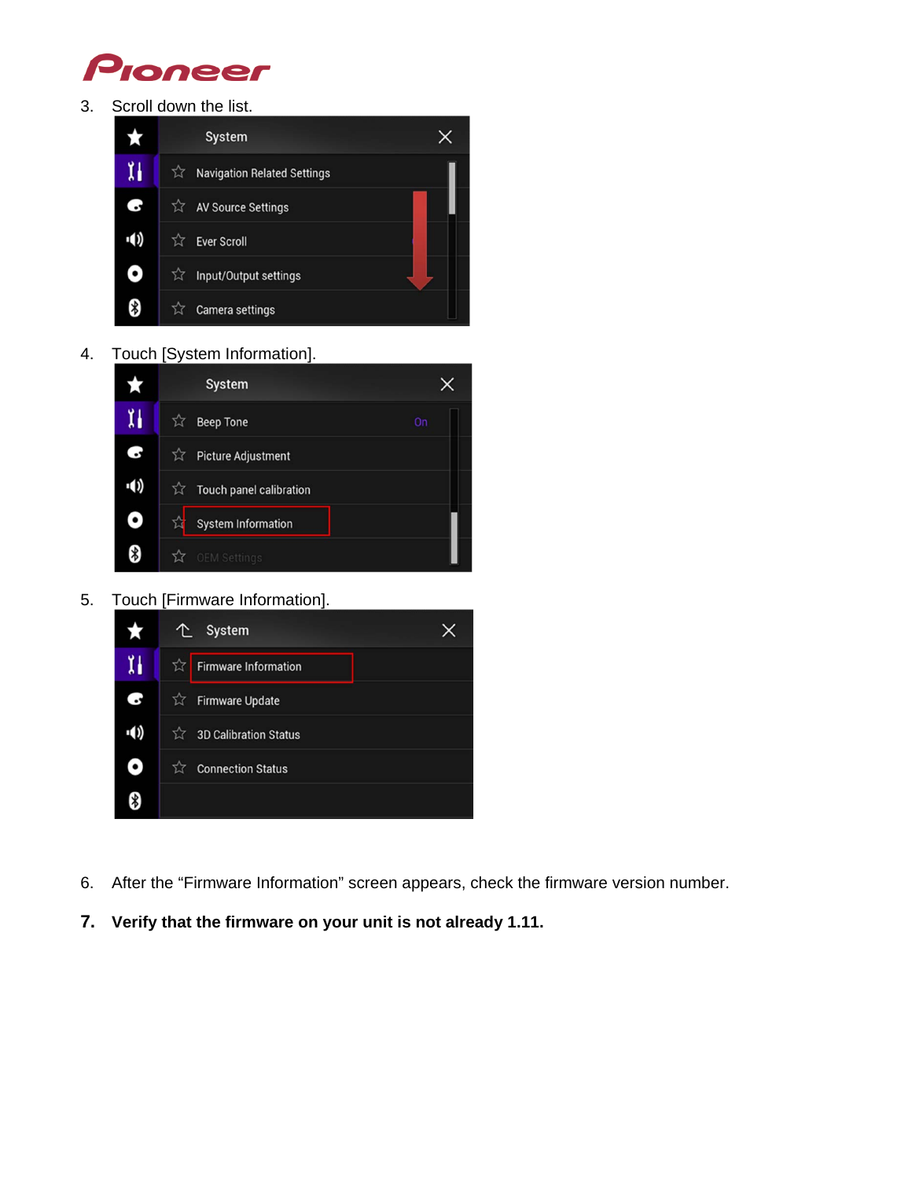3. Scroll down the list.

4. Touch [System Information].

5. Touch [Firmware Information].

6. After the “Firmware Information” screen appears, check the firmware version number.

7. **Verify that the firmware on your unit is not already 1.11.**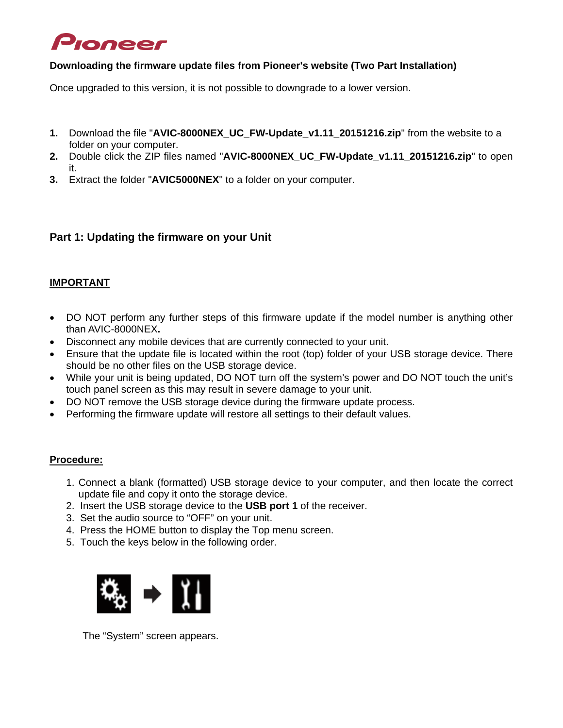**Downloading the firmware update files from Pioneer's website (Two Part Installation)**

Once upgraded to this version, it is not possible to downgrade to a lower version.

1. Download the file "**AVIC-8000NEX_UC_FW-Update_v1.11_20151216.zip**" from the website to a folder on your computer.
2. Double click the ZIP files named "**AVIC-8000NEX_UC_FW-Update_v1.11_20151216.zip**" to open it.
3. Extract the folder "**AVIC5000NEX**" to a folder on your computer.

## Part 1: Updating the firmware on your Unit

**IMPORTANT**

- DO NOT perform any further steps of this firmware update if the model number is anything other than AVIC-8000NEX**.**
- Disconnect any mobile devices that are currently connected to your unit.
- Ensure that the update file is located within the root (top) folder of your USB storage device. There should be no other files on the USB storage device.
- While your unit is being updated, DO NOT turn off the system's power and DO NOT touch the unit's touch panel screen as this may result in severe damage to your unit.
- DO NOT remove the USB storage device during the firmware update process.
- Performing the firmware update will restore all settings to their default values.

**Procedure:**

1. Connect a blank (formatted) USB storage device to your computer, and then locate the correct update file and copy it onto the storage device.
2. Insert the USB storage device to the **USB port 1** of the receiver.
3. Set the audio source to "OFF" on your unit.
4. Press the HOME button to display the Top menu screen.
5. Touch the keys below in the following order.

The "System" screen appears.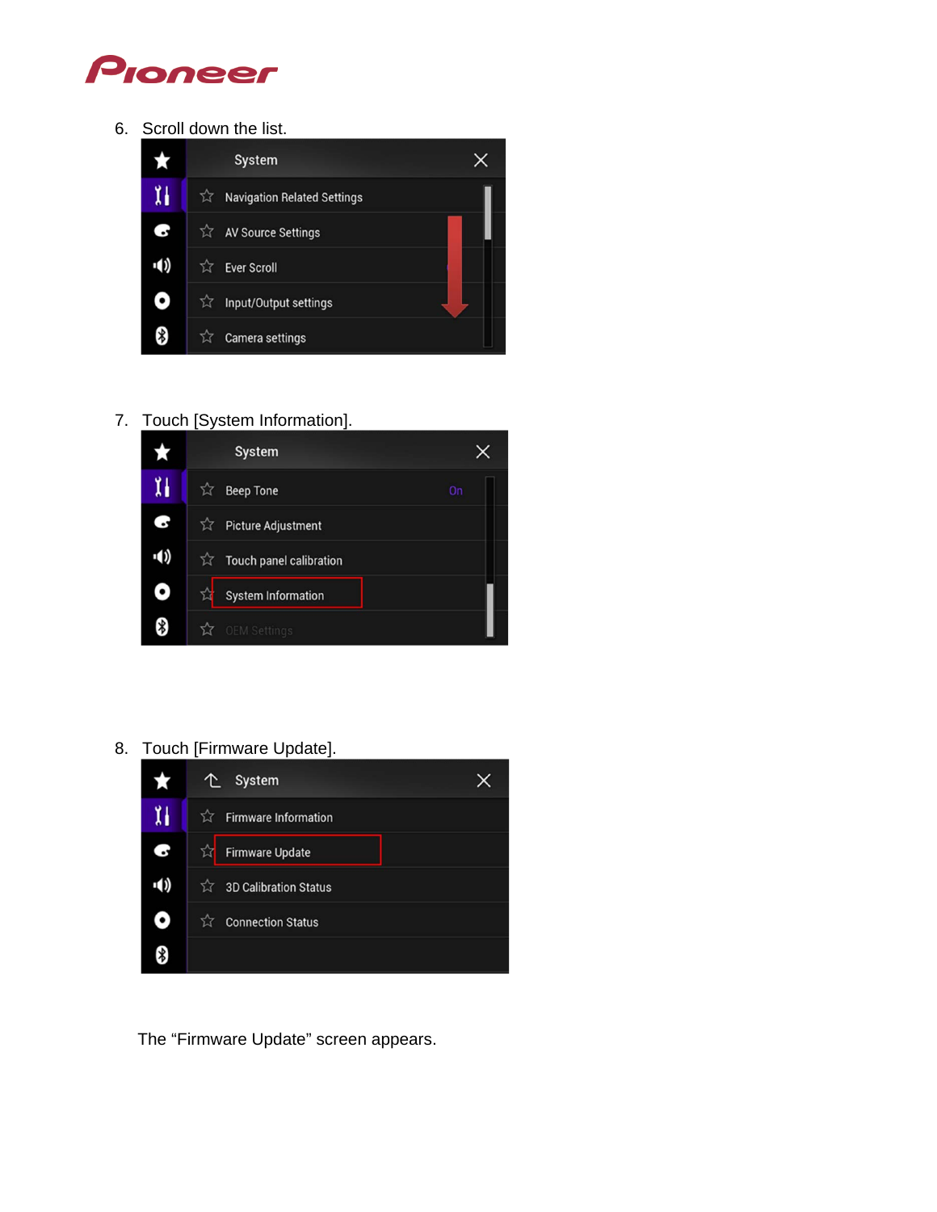6. Scroll down the list.

7. Touch [System Information].

8. Touch [Firmware Update].

The “Firmware Update” screen appears.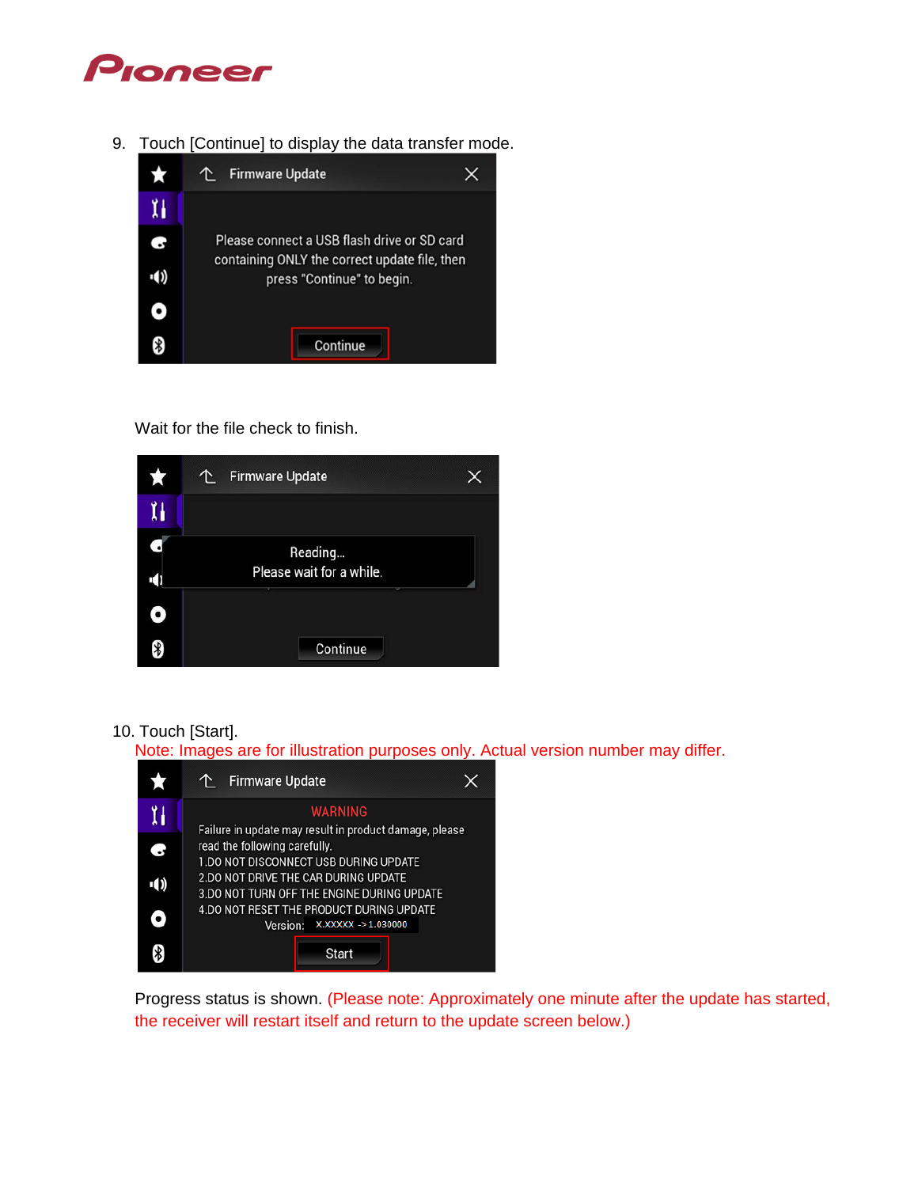9. Touch [Continue] to display the data transfer mode.

Wait for the file check to finish.

10. Touch [Start].

Note: Images are for illustration purposes only. Actual version number may differ.

Progress status is shown. (Please note: Approximately one minute after the update has started, the receiver will restart itself and return to the update screen below.)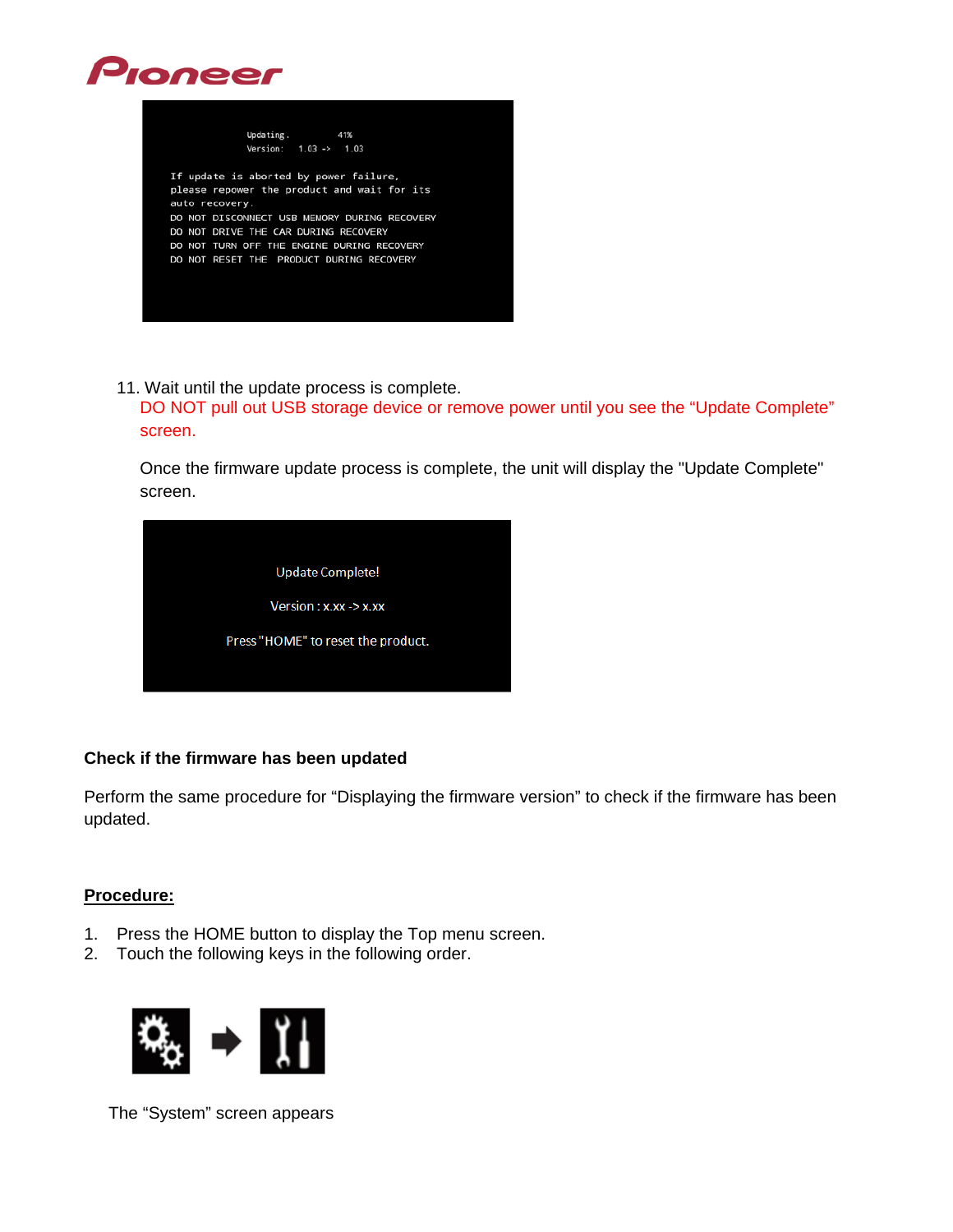11. Wait until the update process is complete.
   DO NOT pull out USB storage device or remove power until you see the "Update Complete" screen.

   Once the firmware update process is complete, the unit will display the "Update Complete" screen.

**Check if the firmware has been updated**

Perform the same procedure for "Displaying the firmware version" to check if the firmware has been updated.

**Procedure:**

1. Press the HOME button to display the Top menu screen.
2. Touch the following keys in the following order.

The "System" screen appears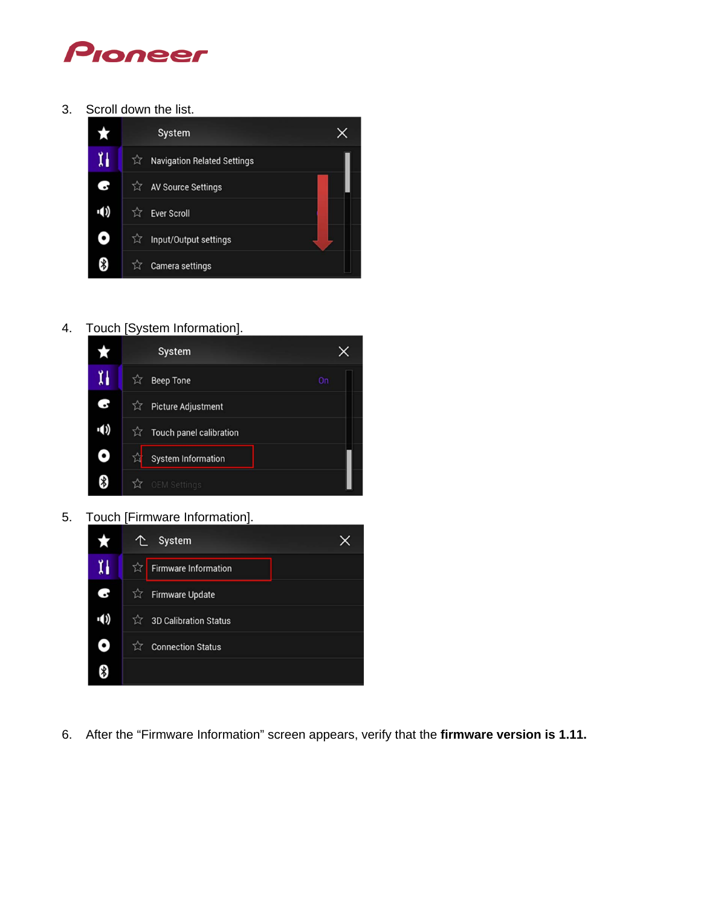3. Scroll down the list.

4. Touch [System Information].

5. Touch [Firmware Information].

6. After the “Firmware Information” screen appears, verify that the **firmware version is 1.11.**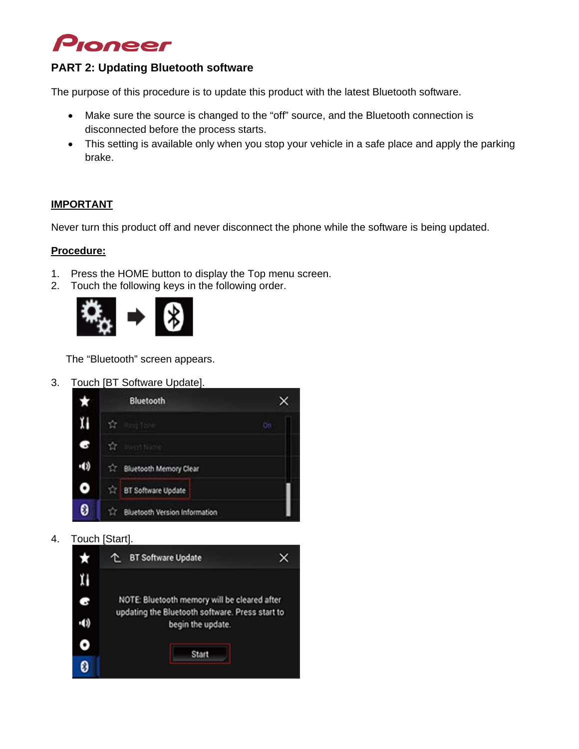# PART 2: Updating Bluetooth software

The purpose of this procedure is to update this product with the latest Bluetooth software.

- Make sure the source is changed to the "off" source, and the Bluetooth connection is disconnected before the process starts.
- This setting is available only when you stop your vehicle in a safe place and apply the parking brake.

**IMPORTANT**

Never turn this product off and never disconnect the phone while the software is being updated.

**Procedure:**

1. Press the HOME button to display the Top menu screen.
2. Touch the following keys in the following order.

   The "Bluetooth" screen appears.

3. Touch [BT Software Update].
4. Touch [Start].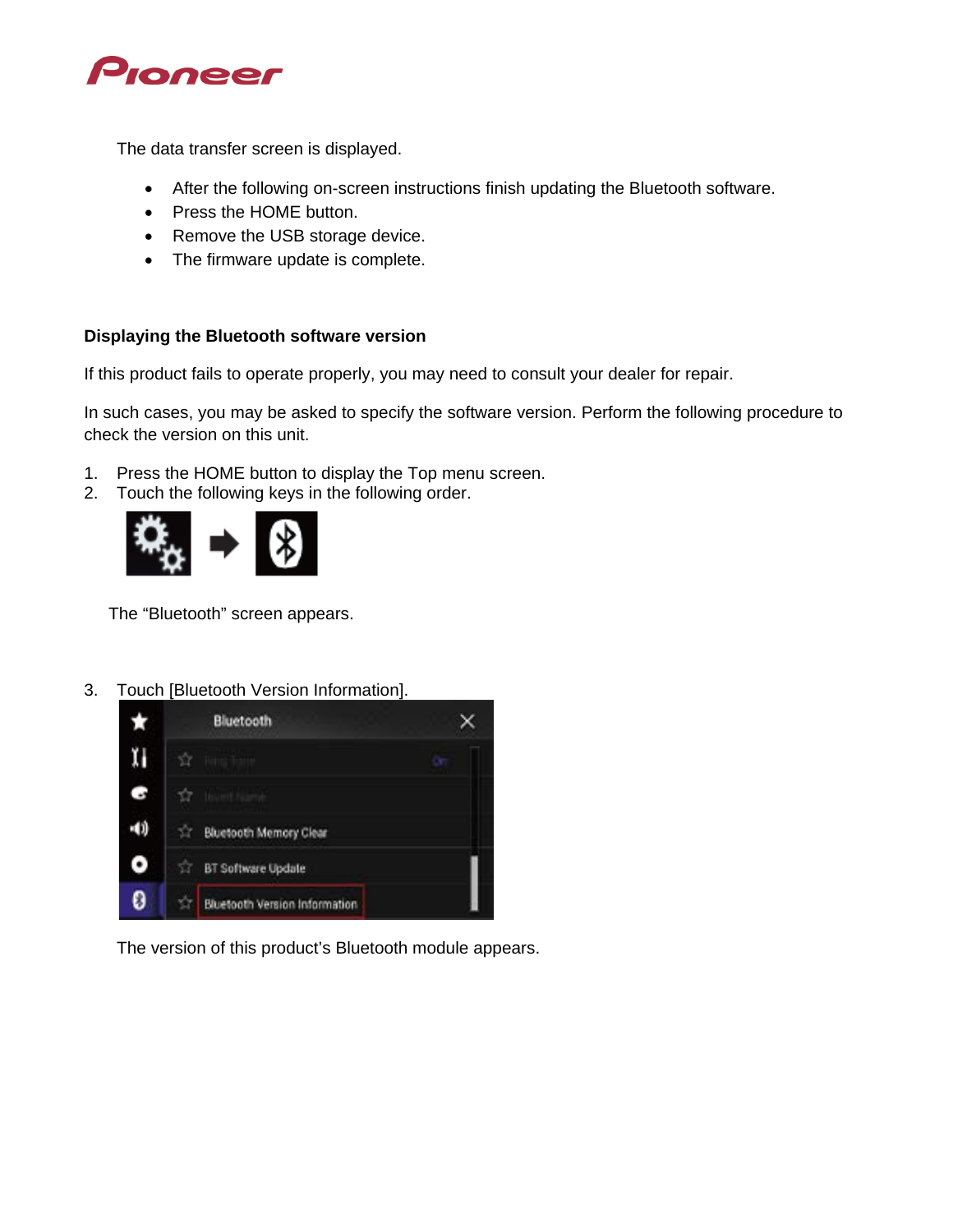The data transfer screen is displayed.

- After the following on-screen instructions finish updating the Bluetooth software.
- Press the HOME button.
- Remove the USB storage device.
- The firmware update is complete.

**Displaying the Bluetooth software version**

If this product fails to operate properly, you may need to consult your dealer for repair.

In such cases, you may be asked to specify the software version. Perform the following procedure to check the version on this unit.

1. Press the HOME button to display the Top menu screen.
2. Touch the following keys in the following order.

   The “Bluetooth” screen appears.

3. Touch [Bluetooth Version Information].

   The version of this product’s Bluetooth module appears.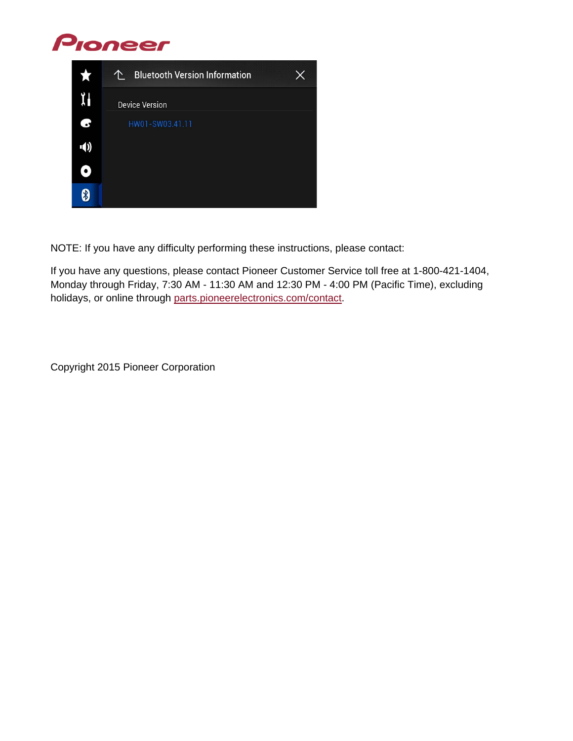NOTE: If you have any difficulty performing these instructions, please contact:

If you have any questions, please contact Pioneer Customer Service toll free at 1-800-421-1404, Monday through Friday, 7:30 AM - 11:30 AM and 12:30 PM - 4:00 PM (Pacific Time), excluding holidays, or online through parts.pioneerelectronics.com/contact.

Copyright 2015 Pioneer Corporation